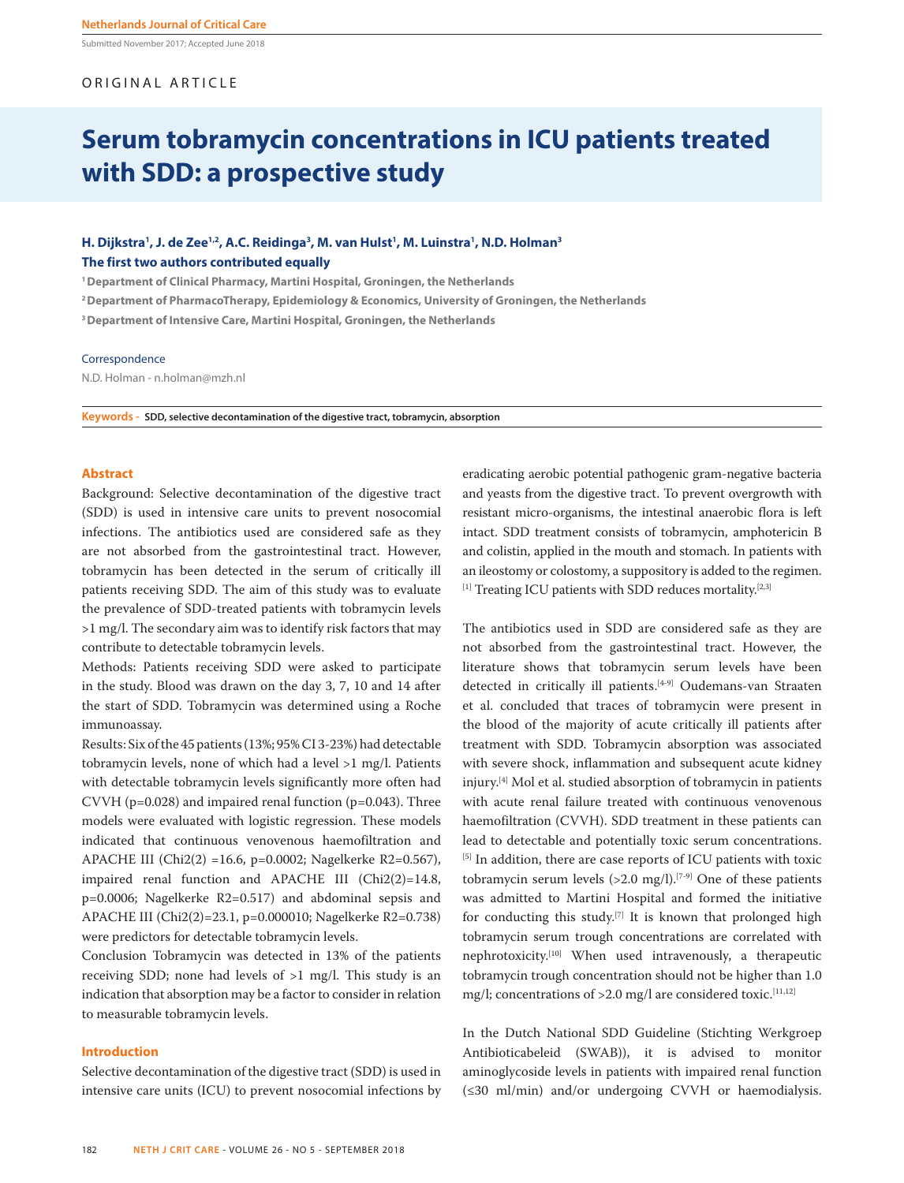Submitted November 2017; Accepted June 2018

ORIGINAL ARTICLE

# Serum tobramycin concentrations in ICU patients treated with SDD: a prospective study

**H. Dijkstra[1], J. de Zee[1,2], A.C. Reidinga[3], M. van Hulst[1], M. Luinstra[1], N.D. Holman[3]**
**The first two authors contributed equally**

[1] Department of Clinical Pharmacy, Martini Hospital, Groningen, the Netherlands
[2] Department of PharmacoTherapy, Epidemiology & Economics, University of Groningen, the Netherlands
[3] Department of Intensive Care, Martini Hospital, Groningen, the Netherlands

Correspondence
N.D. Holman - n.holman@mzh.nl

**Keywords -** SDD, selective decontamination of the digestive tract, tobramycin, absorption

## Abstract

Background: Selective decontamination of the digestive tract (SDD) is used in intensive care units to prevent nosocomial infections. The antibiotics used are considered safe as they are not absorbed from the gastrointestinal tract. However, tobramycin has been detected in the serum of critically ill patients receiving SDD. The aim of this study was to evaluate the prevalence of SDD-treated patients with tobramycin levels >1 mg/l. The secondary aim was to identify risk factors that may contribute to detectable tobramycin levels.

Methods: Patients receiving SDD were asked to participate in the study. Blood was drawn on the day 3, 7, 10 and 14 after the start of SDD. Tobramycin was determined using a Roche immunoassay.

Results: Six of the 45 patients (13%; 95% CI 3-23%) had detectable tobramycin levels, none of which had a level >1 mg/l. Patients with detectable tobramycin levels significantly more often had CVVH (p=0.028) and impaired renal function (p=0.043). Three models were evaluated with logistic regression. These models indicated that continuous venovenous haemofiltration and APACHE III (Chi2(2) =16.6, p=0.0002; Nagelkerke R2=0.567), impaired renal function and APACHE III (Chi2(2)=14.8, p=0.0006; Nagelkerke R2=0.517) and abdominal sepsis and APACHE III (Chi2(2)=23.1, p=0.000010; Nagelkerke R2=0.738) were predictors for detectable tobramycin levels.

Conclusion Tobramycin was detected in 13% of the patients receiving SDD; none had levels of >1 mg/l. This study is an indication that absorption may be a factor to consider in relation to measurable tobramycin levels.

## Introduction

Selective decontamination of the digestive tract (SDD) is used in intensive care units (ICU) to prevent nosocomial infections by eradicating aerobic potential pathogenic gram-negative bacteria and yeasts from the digestive tract. To prevent overgrowth with resistant micro-organisms, the intestinal anaerobic flora is left intact. SDD treatment consists of tobramycin, amphotericin B and colistin, applied in the mouth and stomach. In patients with an ileostomy or colostomy, a suppository is added to the regimen.[1] Treating ICU patients with SDD reduces mortality.[2,3]

The antibiotics used in SDD are considered safe as they are not absorbed from the gastrointestinal tract. However, the literature shows that tobramycin serum levels have been detected in critically ill patients.[4-9] Oudemans-van Straaten et al. concluded that traces of tobramycin were present in the blood of the majority of acute critically ill patients after treatment with SDD. Tobramycin absorption was associated with severe shock, inflammation and subsequent acute kidney injury.[4] Mol et al. studied absorption of tobramycin in patients with acute renal failure treated with continuous venovenous haemofiltration (CVVH). SDD treatment in these patients can lead to detectable and potentially toxic serum concentrations.[5] In addition, there are case reports of ICU patients with toxic tobramycin serum levels (>2.0 mg/l).[7-9] One of these patients was admitted to Martini Hospital and formed the initiative for conducting this study.[7] It is known that prolonged high tobramycin serum trough concentrations are correlated with nephrotoxicity.[10] When used intravenously, a therapeutic tobramycin trough concentration should not be higher than 1.0 mg/l; concentrations of >2.0 mg/l are considered toxic.[11,12]

In the Dutch National SDD Guideline (Stichting Werkgroep Antibioticabeleid (SWAB)), it is advised to monitor aminoglycoside levels in patients with impaired renal function (≤30 ml/min) and/or undergoing CVVH or haemodialysis.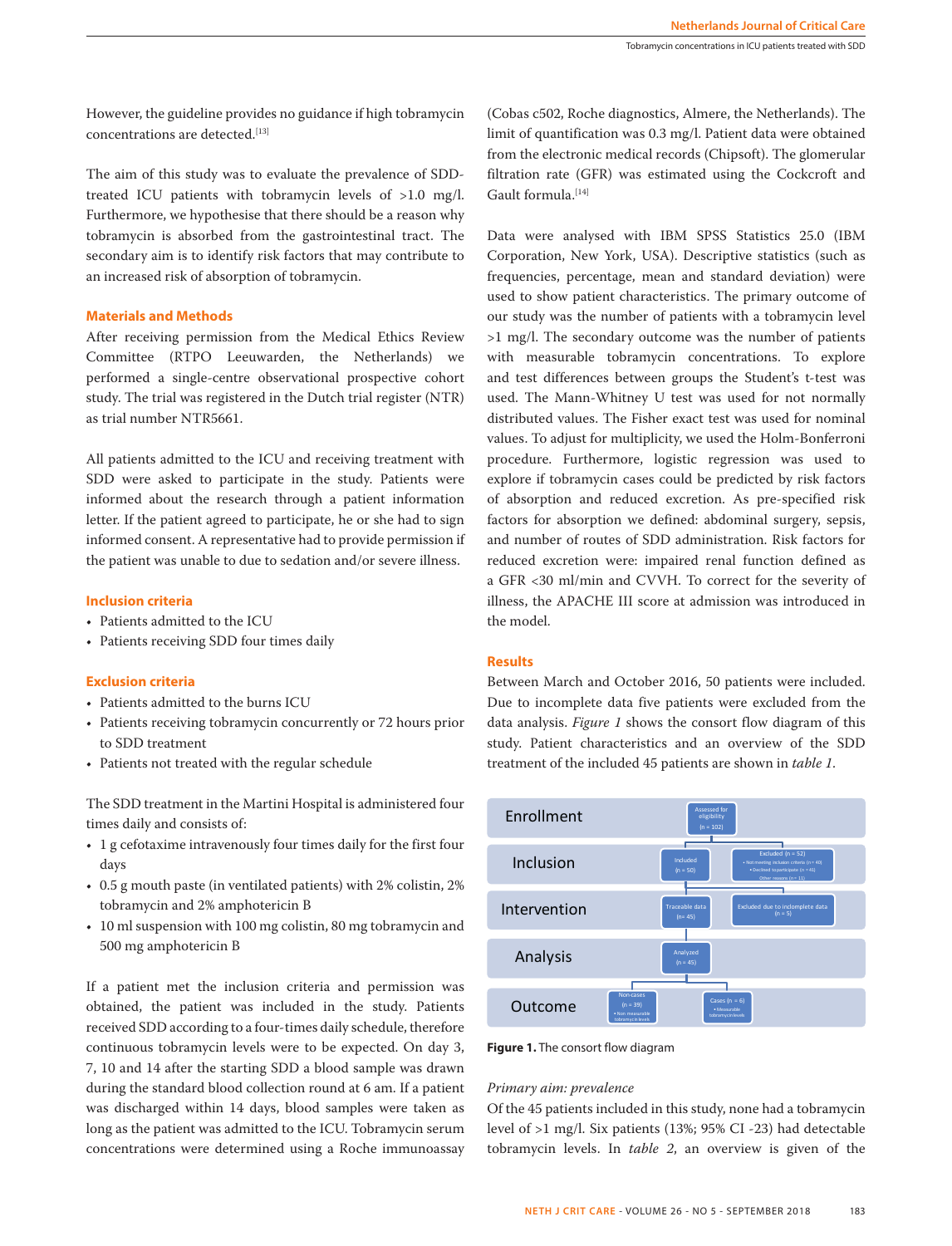However, the guideline provides no guidance if high tobramycin concentrations are detected.[13]

The aim of this study was to evaluate the prevalence of SDD-treated ICU patients with tobramycin levels of >1.0 mg/l. Furthermore, we hypothesise that there should be a reason why tobramycin is absorbed from the gastrointestinal tract. The secondary aim is to identify risk factors that may contribute to an increased risk of absorption of tobramycin.

## Materials and Methods

After receiving permission from the Medical Ethics Review Committee (RTPO Leeuwarden, the Netherlands) we performed a single-centre observational prospective cohort study. The trial was registered in the Dutch trial register (NTR) as trial number NTR5661.

All patients admitted to the ICU and receiving treatment with SDD were asked to participate in the study. Patients were informed about the research through a patient information letter. If the patient agreed to participate, he or she had to sign informed consent. A representative had to provide permission if the patient was unable to due to sedation and/or severe illness.

### Inclusion criteria

- Patients admitted to the ICU
- Patients receiving SDD four times daily

### Exclusion criteria

- Patients admitted to the burns ICU
- Patients receiving tobramycin concurrently or 72 hours prior to SDD treatment
- Patients not treated with the regular schedule

The SDD treatment in the Martini Hospital is administered four times daily and consists of:

- 1 g cefotaxime intravenously four times daily for the first four days
- 0.5 g mouth paste (in ventilated patients) with 2% colistin, 2% tobramycin and 2% amphotericin B
- 10 ml suspension with 100 mg colistin, 80 mg tobramycin and 500 mg amphotericin B

If a patient met the inclusion criteria and permission was obtained, the patient was included in the study. Patients received SDD according to a four-times daily schedule, therefore continuous tobramycin levels were to be expected. On day 3, 7, 10 and 14 after the starting SDD a blood sample was drawn during the standard blood collection round at 6 am. If a patient was discharged within 14 days, blood samples were taken as long as the patient was admitted to the ICU. Tobramycin serum concentrations were determined using a Roche immunoassay (Cobas c502, Roche diagnostics, Almere, the Netherlands). The limit of quantification was 0.3 mg/l. Patient data were obtained from the electronic medical records (Chipsoft). The glomerular filtration rate (GFR) was estimated using the Cockcroft and Gault formula.[14]

Data were analysed with IBM SPSS Statistics 25.0 (IBM Corporation, New York, USA). Descriptive statistics (such as frequencies, percentage, mean and standard deviation) were used to show patient characteristics. The primary outcome of our study was the number of patients with a tobramycin level >1 mg/l. The secondary outcome was the number of patients with measurable tobramycin concentrations. To explore and test differences between groups the Student's t-test was used. The Mann-Whitney U test was used for not normally distributed values. The Fisher exact test was used for nominal values. To adjust for multiplicity, we used the Holm-Bonferroni procedure. Furthermore, logistic regression was used to explore if tobramycin cases could be predicted by risk factors of absorption and reduced excretion. As pre-specified risk factors for absorption we defined: abdominal surgery, sepsis, and number of routes of SDD administration. Risk factors for reduced excretion were: impaired renal function defined as a GFR <30 ml/min and CVVH. To correct for the severity of illness, the APACHE III score at admission was introduced in the model.

## Results

Between March and October 2016, 50 patients were included. Due to incomplete data five patients were excluded from the data analysis. *Figure 1* shows the consort flow diagram of this study. Patient characteristics and an overview of the SDD treatment of the included 45 patients are shown in *table 1*.

| | | |
|---|---|---|
| Enrollment | Assessed for eligibility (n = 102) | |
| Inclusion | Included (n = 50) | Excluded (n = 52) • Not meeting inclusion criteria (n= 40) • Declined to participate (n = 41) Other reasons (n= 11) |
| Intervention | Traceable data (n= 45) | Excluded due to incomplete data (n = 5) |
| Analysis | Analyzed (n = 45) | |
| Outcome | Non-cases (n = 39) • Non measurable tobramycin levels | Cases (n = 6) • Measurable tobramycin levels |

**Figure 1.** The consort flow diagram

### *Primary aim: prevalence*

Of the 45 patients included in this study, none had a tobramycin level of >1 mg/l. Six patients (13%; 95% CI -23) had detectable tobramycin levels. In *table 2*, an overview is given of the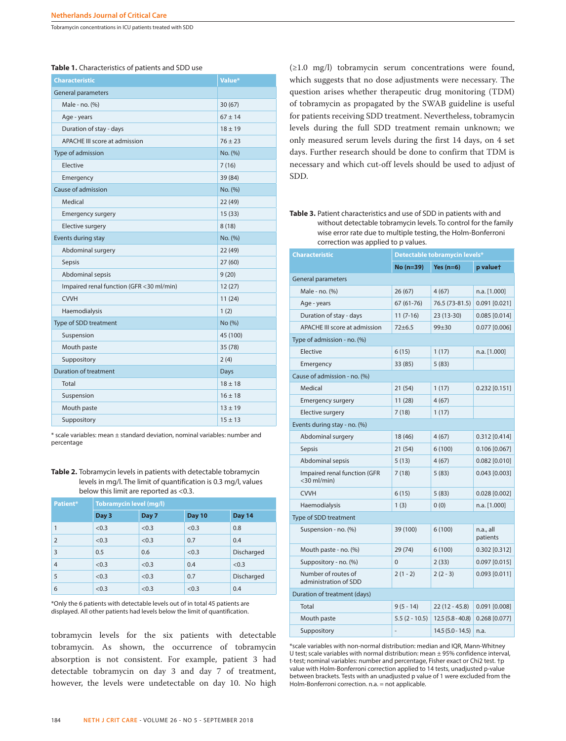**Table 1.** Characteristics of patients and SDD use

| Characteristic | Value* |
|---|---|
| General parameters | |
| Male - no. (%) | 30 (67) |
| Age - years | 67 ± 14 |
| Duration of stay - days | 18 ± 19 |
| APACHE III score at admission | 76 ± 23 |
| Type of admission | No. (%) |
| Elective | 7 (16) |
| Emergency | 39 (84) |
| Cause of admission | No. (%) |
| Medical | 22 (49) |
| Emergency surgery | 15 (33) |
| Elective surgery | 8 (18) |
| Events during stay | No. (%) |
| Abdominal surgery | 22 (49) |
| Sepsis | 27 (60) |
| Abdominal sepsis | 9 (20) |
| Impaired renal function (GFR <30 ml/min) | 12 (27) |
| CVVH | 11 (24) |
| Haemodialysis | 1 (2) |
| Type of SDD treatment | No (%) |
| Suspension | 45 (100) |
| Mouth paste | 35 (78) |
| Suppository | 2 (4) |
| Duration of treatment | Days |
| Total | 18 ± 18 |
| Suspension | 16 ± 18 |
| Mouth paste | 13 ± 19 |
| Suppository | 15 ± 13 |

* scale variables: mean ± standard deviation, nominal variables: number and percentage

**Table 2.** Tobramycin levels in patients with detectable tobramycin levels in mg/l. The limit of quantification is 0.3 mg/l, values below this limit are reported as <0.3.

| Patient* | Tobramycin level (mg/l) | | | |
|---|---|---|---|---|
| | Day 3 | Day 7 | Day 10 | Day 14 |
| 1 | <0.3 | <0.3 | <0.3 | 0.8 |
| 2 | <0.3 | <0.3 | 0.7 | 0.4 |
| 3 | 0.5 | 0.6 | <0.3 | Discharged |
| 4 | <0.3 | <0.3 | 0.4 | <0.3 |
| 5 | <0.3 | <0.3 | 0.7 | Discharged |
| 6 | <0.3 | <0.3 | <0.3 | 0.4 |

*Only the 6 patients with detectable levels out of in total 45 patients are displayed. All other patients had levels below the limit of quantification.

tobramycin levels for the six patients with detectable tobramycin. As shown, the occurrence of tobramycin absorption is not consistent. For example, patient 3 had detectable tobramycin on day 3 and day 7 of treatment, however, the levels were undetectable on day 10. No high (≥1.0 mg/l) tobramycin serum concentrations were found, which suggests that no dose adjustments were necessary. The question arises whether therapeutic drug monitoring (TDM) of tobramycin as propagated by the SWAB guideline is useful for patients receiving SDD treatment. Nevertheless, tobramycin levels during the full SDD treatment remain unknown; we only measured serum levels during the first 14 days, on 4 set days. Further research should be done to confirm that TDM is necessary and which cut-off levels should be used to adjust of SDD.

**Table 3.** Patient characteristics and use of SDD in patients with and without detectable tobramycin levels. To control for the family wise error rate due to multiple testing, the Holm-Bonferroni correction was applied to p values.

| Characteristic | Detectable tobramycin levels* | | |
|---|---|---|---|
| | No (n=39) | Yes (n=6) | p value† |
| General parameters | | | |
| Male - no. (%) | 26 (67) | 4 (67) | n.a. [1.000] |
| Age - years | 67 (61-76) | 76.5 (73-81.5) | 0.091 [0.021] |
| Duration of stay - days | 11 (7-16) | 23 (13-30) | 0.085 [0.014] |
| APACHE III score at admission | 72±6.5 | 99±30 | 0.077 [0.006] |
| Type of admission - no. (%) | | | |
| Elective | 6 (15) | 1 (17) | n.a. [1.000] |
| Emergency | 33 (85) | 5 (83) | |
| Cause of admission - no. (%) | | | |
| Medical | 21 (54) | 1 (17) | 0.232 [0.151] |
| Emergency surgery | 11 (28) | 4 (67) | |
| Elective surgery | 7 (18) | 1 (17) | |
| Events during stay - no. (%) | | | |
| Abdominal surgery | 18 (46) | 4 (67) | 0.312 [0.414] |
| Sepsis | 21 (54) | 6 (100) | 0.106 [0.067] |
| Abdominal sepsis | 5 (13) | 4 (67) | 0.082 [0.010] |
| Impaired renal function (GFR <30 ml/min) | 7 (18) | 5 (83) | 0.043 [0.003] |
| CVVH | 6 (15) | 5 (83) | 0.028 [0.002] |
| Haemodialysis | 1 (3) | 0 (0) | n.a. [1.000] |
| Type of SDD treatment | | | |
| Suspension - no. (%) | 39 (100) | 6 (100) | n.a., all patients |
| Mouth paste - no. (%) | 29 (74) | 6 (100) | 0.302 [0.312] |
| Suppository - no. (%) | 0 | 2 (33) | 0.097 [0.015] |
| Number of routes of administration of SDD | 2 (1 - 2) | 2 (2 - 3) | 0.093 [0.011] |
| Duration of treatment (days) | | | |
| Total | 9 (5 - 14) | 22 (12 - 45.8) | 0.091 [0.008] |
| Mouth paste | 5.5 (2 - 10.5) | 12.5 (5.8 - 40.8) | 0.268 [0.077] |
| Suppository | - | 14.5 (5.0 - 14.5) | n.a. |

*scale variables with non-normal distribution: median and IQR, Mann-Whitney U test; scale variables with normal distribution: mean ± 95% confidence interval, t-test; nominal variables: number and percentage, Fisher exact or Chi2 test. †p value with Holm-Bonferroni correction applied to 14 tests, unadjusted p-value between brackets. Tests with an unadjusted p value of 1 were excluded from the Holm-Bonferroni correction. n.a. = not applicable.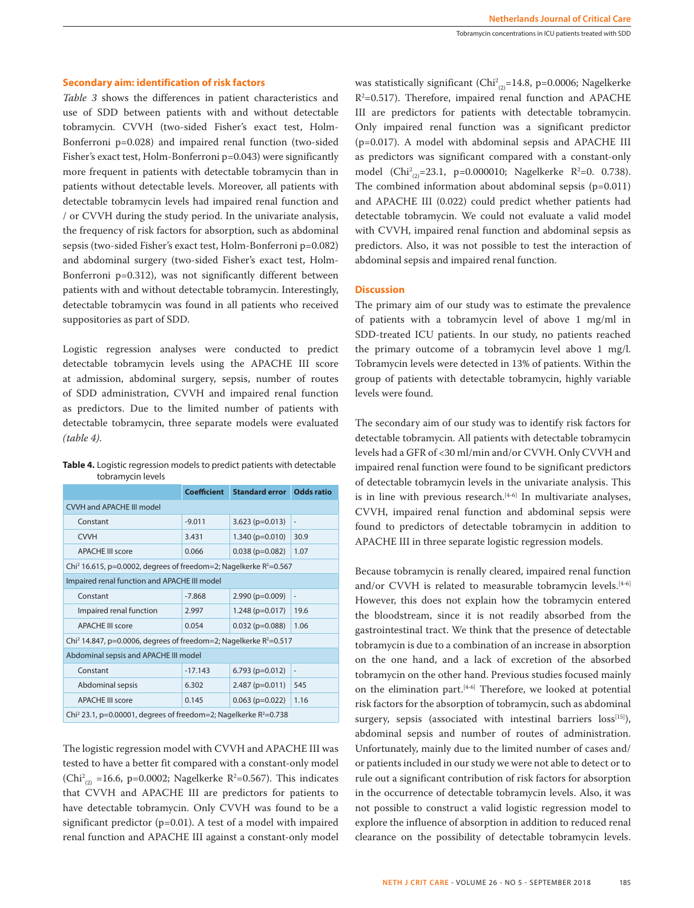### Secondary aim: identification of risk factors

*Table 3* shows the differences in patient characteristics and use of SDD between patients with and without detectable tobramycin. CVVH (two-sided Fisher's exact test, Holm-Bonferroni p=0.028) and impaired renal function (two-sided Fisher's exact test, Holm-Bonferroni p=0.043) were significantly more frequent in patients with detectable tobramycin than in patients without detectable levels. Moreover, all patients with detectable tobramycin levels had impaired renal function and / or CVVH during the study period. In the univariate analysis, the frequency of risk factors for absorption, such as abdominal sepsis (two-sided Fisher's exact test, Holm-Bonferroni p=0.082) and abdominal surgery (two-sided Fisher's exact test, Holm-Bonferroni p=0.312), was not significantly different between patients with and without detectable tobramycin. Interestingly, detectable tobramycin was found in all patients who received suppositories as part of SDD.

Logistic regression analyses were conducted to predict detectable tobramycin levels using the APACHE III score at admission, abdominal surgery, sepsis, number of routes of SDD administration, CVVH and impaired renal function as predictors. Due to the limited number of patients with detectable tobramycin, three separate models were evaluated *(table 4)*.

**Table 4.** Logistic regression models to predict patients with detectable tobramycin levels

| | Coefficient | Standard error | Odds ratio |
|---|---|---|---|
| CVVH and APACHE III model | | | |
| Constant | -9.011 | 3.623 (p=0.013) | - |
| CVVH | 3.431 | 1.340 (p=0.010) | 30.9 |
| APACHE III score | 0.066 | 0.038 (p=0.082) | 1.07 |
| $Chi^2$ 16.615, p=0.0002, degrees of freedom=2; Nagelkerke $R^2$=0.567 | | | |
| Impaired renal function and APACHE III model | | | |
| Constant | -7.868 | 2.990 (p=0.009) | - |
| Impaired renal function | 2.997 | 1.248 (p=0.017) | 19.6 |
| APACHE III score | 0.054 | 0.032 (p=0.088) | 1.06 |
| $Chi^2$ 14.847, p=0.0006, degrees of freedom=2; Nagelkerke $R^2$=0.517 | | | |
| Abdominal sepsis and APACHE III model | | | |
| Constant | -17.143 | 6.793 (p=0.012) | - |
| Abdominal sepsis | 6.302 | 2.487 (p=0.011) | 545 |
| APACHE III score | 0.145 | 0.063 (p=0.022) | 1.16 |
| $Chi^2$ 23.1, p=0.00001, degrees of freedom=2; Nagelkerke $R^2$=0.738 | | | |

The logistic regression model with CVVH and APACHE III was tested to have a better fit compared with a constant-only model ($Chi^2_{(2)}$ =16.6, p=0.0002; Nagelkerke $R^2$=0.567). This indicates that CVVH and APACHE III are predictors for patients to have detectable tobramycin. Only CVVH was found to be a significant predictor (p=0.01). A test of a model with impaired renal function and APACHE III against a constant-only model was statistically significant ($Chi^2_{(2)}$=14.8, p=0.0006; Nagelkerke $R^2$=0.517). Therefore, impaired renal function and APACHE III are predictors for patients with detectable tobramycin. Only impaired renal function was a significant predictor (p=0.017). A model with abdominal sepsis and APACHE III as predictors was significant compared with a constant-only model ($Chi^2_{(2)}$=23.1, p=0.000010; Nagelkerke $R^2$=0. 0.738). The combined information about abdominal sepsis (p=0.011) and APACHE III (0.022) could predict whether patients had detectable tobramycin. We could not evaluate a valid model with CVVH, impaired renal function and abdominal sepsis as predictors. Also, it was not possible to test the interaction of abdominal sepsis and impaired renal function.

## Discussion

The primary aim of our study was to estimate the prevalence of patients with a tobramycin level of above 1 mg/ml in SDD-treated ICU patients. In our study, no patients reached the primary outcome of a tobramycin level above 1 mg/l. Tobramycin levels were detected in 13% of patients. Within the group of patients with detectable tobramycin, highly variable levels were found.

The secondary aim of our study was to identify risk factors for detectable tobramycin. All patients with detectable tobramycin levels had a GFR of <30 ml/min and/or CVVH. Only CVVH and impaired renal function were found to be significant predictors of detectable tobramycin levels in the univariate analysis. This is in line with previous research.[4-6] In multivariate analyses, CVVH, impaired renal function and abdominal sepsis were found to predictors of detectable tobramycin in addition to APACHE III in three separate logistic regression models.

Because tobramycin is renally cleared, impaired renal function and/or CVVH is related to measurable tobramycin levels.[4-6] However, this does not explain how the tobramycin entered the bloodstream, since it is not readily absorbed from the gastrointestinal tract. We think that the presence of detectable tobramycin is due to a combination of an increase in absorption on the one hand, and a lack of excretion of the absorbed tobramycin on the other hand. Previous studies focused mainly on the elimination part.[4-6] Therefore, we looked at potential risk factors for the absorption of tobramycin, such as abdominal surgery, sepsis (associated with intestinal barriers loss[15]), abdominal sepsis and number of routes of administration. Unfortunately, mainly due to the limited number of cases and/or patients included in our study we were not able to detect or to rule out a significant contribution of risk factors for absorption in the occurrence of detectable tobramycin levels. Also, it was not possible to construct a valid logistic regression model to explore the influence of absorption in addition to reduced renal clearance on the possibility of detectable tobramycin levels.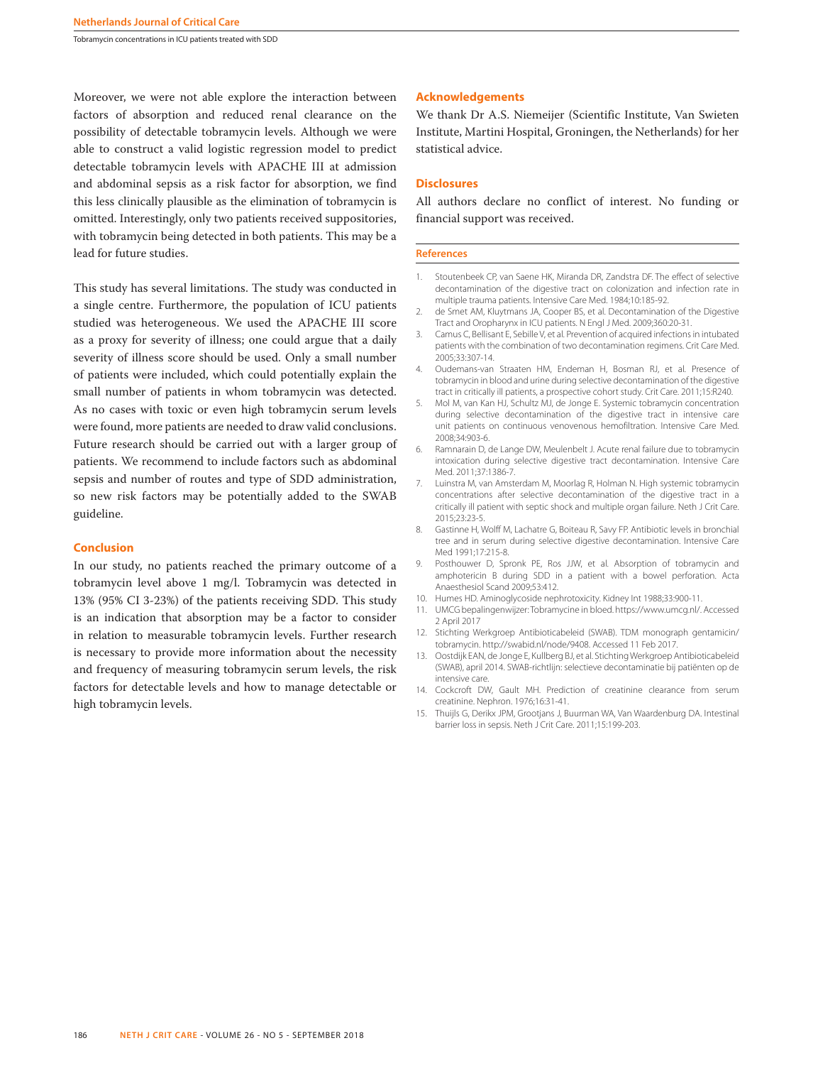Moreover, we were not able explore the interaction between factors of absorption and reduced renal clearance on the possibility of detectable tobramycin levels. Although we were able to construct a valid logistic regression model to predict detectable tobramycin levels with APACHE III at admission and abdominal sepsis as a risk factor for absorption, we find this less clinically plausible as the elimination of tobramycin is omitted. Interestingly, only two patients received suppositories, with tobramycin being detected in both patients. This may be a lead for future studies.

This study has several limitations. The study was conducted in a single centre. Furthermore, the population of ICU patients studied was heterogeneous. We used the APACHE III score as a proxy for severity of illness; one could argue that a daily severity of illness score should be used. Only a small number of patients were included, which could potentially explain the small number of patients in whom tobramycin was detected. As no cases with toxic or even high tobramycin serum levels were found, more patients are needed to draw valid conclusions. Future research should be carried out with a larger group of patients. We recommend to include factors such as abdominal sepsis and number of routes and type of SDD administration, so new risk factors may be potentially added to the SWAB guideline.

## Conclusion

In our study, no patients reached the primary outcome of a tobramycin level above 1 mg/l. Tobramycin was detected in 13% (95% CI 3-23%) of the patients receiving SDD. This study is an indication that absorption may be a factor to consider in relation to measurable tobramycin levels. Further research is necessary to provide more information about the necessity and frequency of measuring tobramycin serum levels, the risk factors for detectable levels and how to manage detectable or high tobramycin levels.

## Acknowledgements

We thank Dr A.S. Niemeijer (Scientific Institute, Van Swieten Institute, Martini Hospital, Groningen, the Netherlands) for her statistical advice.

## Disclosures

All authors declare no conflict of interest. No funding or financial support was received.

## References

1. Stoutenbeek CP, van Saene HK, Miranda DR, Zandstra DF. The effect of selective decontamination of the digestive tract on colonization and infection rate in multiple trauma patients. Intensive Care Med. 1984;10:185-92.
2. de Smet AM, Kluytmans JA, Cooper BS, et al. Decontamination of the Digestive Tract and Oropharynx in ICU patients. N Engl J Med. 2009;360:20-31.
3. Camus C, Bellisant E, Sebille V, et al. Prevention of acquired infections in intubated patients with the combination of two decontamination regimens. Crit Care Med. 2005;33:307-14.
4. Oudemans-van Straaten HM, Endeman H, Bosman RJ, et al. Presence of tobramycin in blood and urine during selective decontamination of the digestive tract in critically ill patients, a prospective cohort study. Crit Care. 2011;15:R240.
5. Mol M, van Kan HJ, Schultz MJ, de Jonge E. Systemic tobramycin concentration during selective decontamination of the digestive tract in intensive care unit patients on continuous venovenous hemofiltration. Intensive Care Med. 2008;34:903-6.
6. Ramnarain D, de Lange DW, Meulenbelt J. Acute renal failure due to tobramycin intoxication during selective digestive tract decontamination. Intensive Care Med. 2011;37:1386-7.
7. Luinstra M, van Amsterdam M, Moorlag R, Holman N. High systemic tobramycin concentrations after selective decontamination of the digestive tract in a critically ill patient with septic shock and multiple organ failure. Neth J Crit Care. 2015;23:23-5.
8. Gastinne H, Wolff M, Lachatre G, Boiteau R, Savy FP. Antibiotic levels in bronchial tree and in serum during selective digestive decontamination. Intensive Care Med 1991;17:215-8.
9. Posthouwer D, Spronk PE, Ros JJW, et al. Absorption of tobramycin and amphotericin B during SDD in a patient with a bowel perforation. Acta Anaesthesiol Scand 2009;53:412.
10. Humes HD. Aminoglycoside nephrotoxicity. Kidney Int 1988;33:900-11.
11. UMCG bepalingenwijzer: Tobramycine in bloed. https://www.umcg.nl/. Accessed 2 April 2017
12. Stichting Werkgroep Antibioticabeleid (SWAB). TDM monograph gentamicin/ tobramycin. http://swabid.nl/node/9408. Accessed 11 Feb 2017.
13. Oostdijk EAN, de Jonge E, Kullberg BJ, et al. Stichting Werkgroep Antibioticabeleid (SWAB), april 2014. SWAB-richtlijn: selectieve decontaminatie bij patiënten op de intensive care.
14. Cockcroft DW, Gault MH. Prediction of creatinine clearance from serum creatinine. Nephron. 1976;16:31-41.
15. Thuijls G, Derikx JPM, Grootjans J, Buurman WA, Van Waardenburg DA. Intestinal barrier loss in sepsis. Neth J Crit Care. 2011;15:199-203.